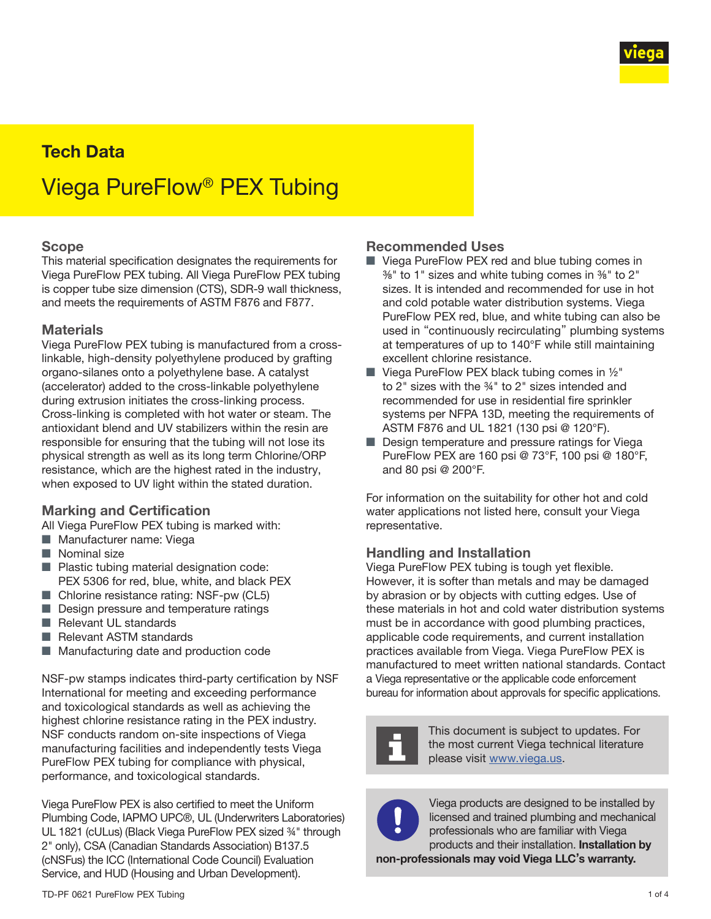**Tech Data**

# Viega PureFlow® PEX Tubing

## Scope

This material specification designates the requirements for Viega PureFlow PEX tubing. All Viega PureFlow PEX tubing is copper tube size dimension (CTS), SDR-9 wall thickness, and meets the requirements of ASTM F876 and F877.

## Materials

Viega PureFlow PEX tubing is manufactured from a cross-linkable, high-density polyethylene produced by grafting organo-silanes onto a polyethylene base. A catalyst (accelerator) added to the cross-linkable polyethylene during extrusion initiates the cross-linking process. Cross-linking is completed with hot water or steam. The antioxidant blend and UV stabilizers within the resin are responsible for ensuring that the tubing will not lose its physical strength as well as its long term Chlorine/ORP resistance, which are the highest rated in the industry, when exposed to UV light within the stated duration.

## Marking and Certification

All Viega PureFlow PEX tubing is marked with:

- Manufacturer name: Viega
- Nominal size
- Plastic tubing material designation code: PEX 5306 for red, blue, white, and black PEX
- Chlorine resistance rating: NSF-pw (CL5)
- Design pressure and temperature ratings
- Relevant UL standards
- Relevant ASTM standards
- Manufacturing date and production code

NSF-pw stamps indicates third-party certification by NSF International for meeting and exceeding performance and toxicological standards as well as achieving the highest chlorine resistance rating in the PEX industry. NSF conducts random on-site inspections of Viega manufacturing facilities and independently tests Viega PureFlow PEX tubing for compliance with physical, performance, and toxicological standards.

Viega PureFlow PEX is also certified to meet the Uniform Plumbing Code, IAPMO UPC®, UL (Underwriters Laboratories) UL 1821 (cULus) (Black Viega PureFlow PEX sized ¾" through 2" only), CSA (Canadian Standards Association) B137.5 (cNSFus) the ICC (International Code Council) Evaluation Service, and HUD (Housing and Urban Development).

## Recommended Uses

- Viega PureFlow PEX red and blue tubing comes in ⅜" to 1" sizes and white tubing comes in ⅜" to 2" sizes. It is intended and recommended for use in hot and cold potable water distribution systems. Viega PureFlow PEX red, blue, and white tubing can also be used in "continuously recirculating" plumbing systems at temperatures of up to 140°F while still maintaining excellent chlorine resistance.
- Viega PureFlow PEX black tubing comes in ½" to 2" sizes with the ¾" to 2" sizes intended and recommended for use in residential fire sprinkler systems per NFPA 13D, meeting the requirements of ASTM F876 and UL 1821 (130 psi @ 120°F).
- Design temperature and pressure ratings for Viega PureFlow PEX are 160 psi @ 73°F, 100 psi @ 180°F, and 80 psi @ 200°F.

For information on the suitability for other hot and cold water applications not listed here, consult your Viega representative.

## Handling and Installation

Viega PureFlow PEX tubing is tough yet flexible. However, it is softer than metals and may be damaged by abrasion or by objects with cutting edges. Use of these materials in hot and cold water distribution systems must be in accordance with good plumbing practices, applicable code requirements, and current installation practices available from Viega. Viega PureFlow PEX is manufactured to meet written national standards. Contact a Viega representative or the applicable code enforcement bureau for information about approvals for specific applications.

This document is subject to updates. For the most current Viega technical literature please visit www.viega.us.

Viega products are designed to be installed by licensed and trained plumbing and mechanical professionals who are familiar with Viega products and their installation. **Installation by non-professionals may void Viega LLC's warranty.**

TD-PF 0621 PureFlow PEX Tubing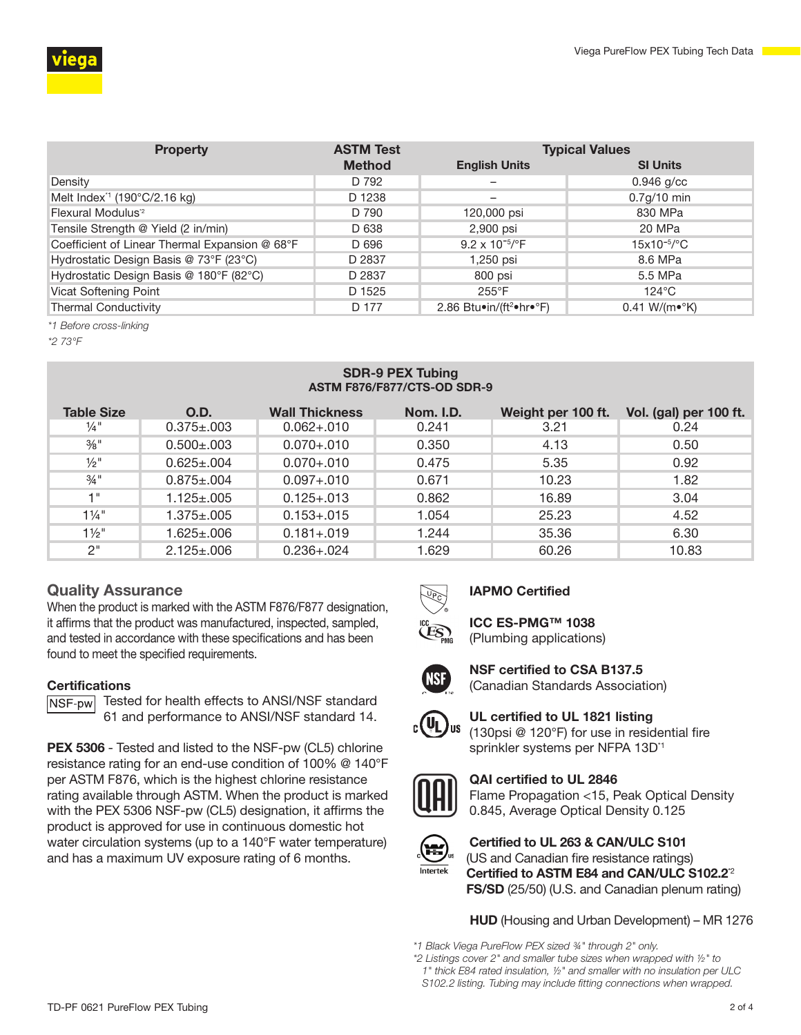| Property | ASTM Test Method | Typical Values | |
|---|---|---|---|
| | | English Units | SI Units |
| Density | D 792 | – | 0.946 g/cc |
| Melt Index[*1] (190°C/2.16 kg) | D 1238 | – | 0.7g/10 min |
| Flexural Modulus[*2] | D 790 | 120,000 psi | 830 MPa |
| Tensile Strength @ Yield (2 in/min) | D 638 | 2,900 psi | 20 MPa |
| Coefficient of Linear Thermal Expansion @ 68°F | D 696 | 9.2 x $10^{-5}$/°F | 15x$10^{-5}$/°C |
| Hydrostatic Design Basis @ 73°F (23°C) | D 2837 | 1,250 psi | 8.6 MPa |
| Hydrostatic Design Basis @ 180°F (82°C) | D 2837 | 800 psi | 5.5 MPa |
| Vicat Softening Point | D 1525 | 255°F | 124°C |
| Thermal Conductivity | D 177 | 2.86 Btu•in/(ft²•hr•°F) | 0.41 W/(m•°K) |

*\*1 Before cross-linking*

*\*2 73°F*

**SDR-9 PEX Tubing**
**ASTM F876/F877/CTS-OD SDR-9**

| Table Size | O.D. | Wall Thickness | Nom. I.D. | Weight per 100 ft. | Vol. (gal) per 100 ft. |
|---|---|---|---|---|---|
| ¼" | 0.375±.003 | 0.062+.010 | 0.241 | 3.21 | 0.24 |
| ⅜" | 0.500±.003 | 0.070+.010 | 0.350 | 4.13 | 0.50 |
| ½" | 0.625±.004 | 0.070+.010 | 0.475 | 5.35 | 0.92 |
| ¾" | 0.875±.004 | 0.097+.010 | 0.671 | 10.23 | 1.82 |
| 1" | 1.125±.005 | 0.125+.013 | 0.862 | 16.89 | 3.04 |
| 1¼" | 1.375±.005 | 0.153+.015 | 1.054 | 25.23 | 4.52 |
| 1½" | 1.625±.006 | 0.181+.019 | 1.244 | 35.36 | 6.30 |
| 2" | 2.125±.006 | 0.236+.024 | 1.629 | 60.26 | 10.83 |

## Quality Assurance

When the product is marked with the ASTM F876/F877 designation, it affirms that the product was manufactured, inspected, sampled, and tested in accordance with these specifications and has been found to meet the specified requirements.

### Certifications

NSF-pw Tested for health effects to ANSI/NSF standard 61 and performance to ANSI/NSF standard 14.

**PEX 5306** - Tested and listed to the NSF-pw (CL5) chlorine resistance rating for an end-use condition of 100% @ 140°F per ASTM F876, which is the highest chlorine resistance rating available through ASTM. When the product is marked with the PEX 5306 NSF-pw (CL5) designation, it affirms the product is approved for use in continuous domestic hot water circulation systems (up to a 140°F water temperature) and has a maximum UV exposure rating of 6 months.

**IAPMO Certified**

**ICC ES-PMG™ 1038**
(Plumbing applications)

**NSF certified to CSA B137.5**
(Canadian Standards Association)

**UL certified to UL 1821 listing**
(130psi @ 120°F) for use in residential fire sprinkler systems per NFPA 13D[*1]

**QAI certified to UL 2846**
Flame Propagation <15, Peak Optical Density 0.845, Average Optical Density 0.125

**Certified to UL 263 & CAN/ULC S101**
(US and Canadian fire resistance ratings)
**Certified to ASTM E84 and CAN/ULC S102.2**[*2]
**FS/SD** (25/50) (U.S. and Canadian plenum rating)

**HUD** (Housing and Urban Development) – MR 1276

*\*1 Black Viega PureFlow PEX sized ¾" through 2" only.*

*\*2 Listings cover 2" and smaller tube sizes when wrapped with ½" to 1" thick E84 rated insulation, ½" and smaller with no insulation per ULC S102.2 listing. Tubing may include fitting connections when wrapped.*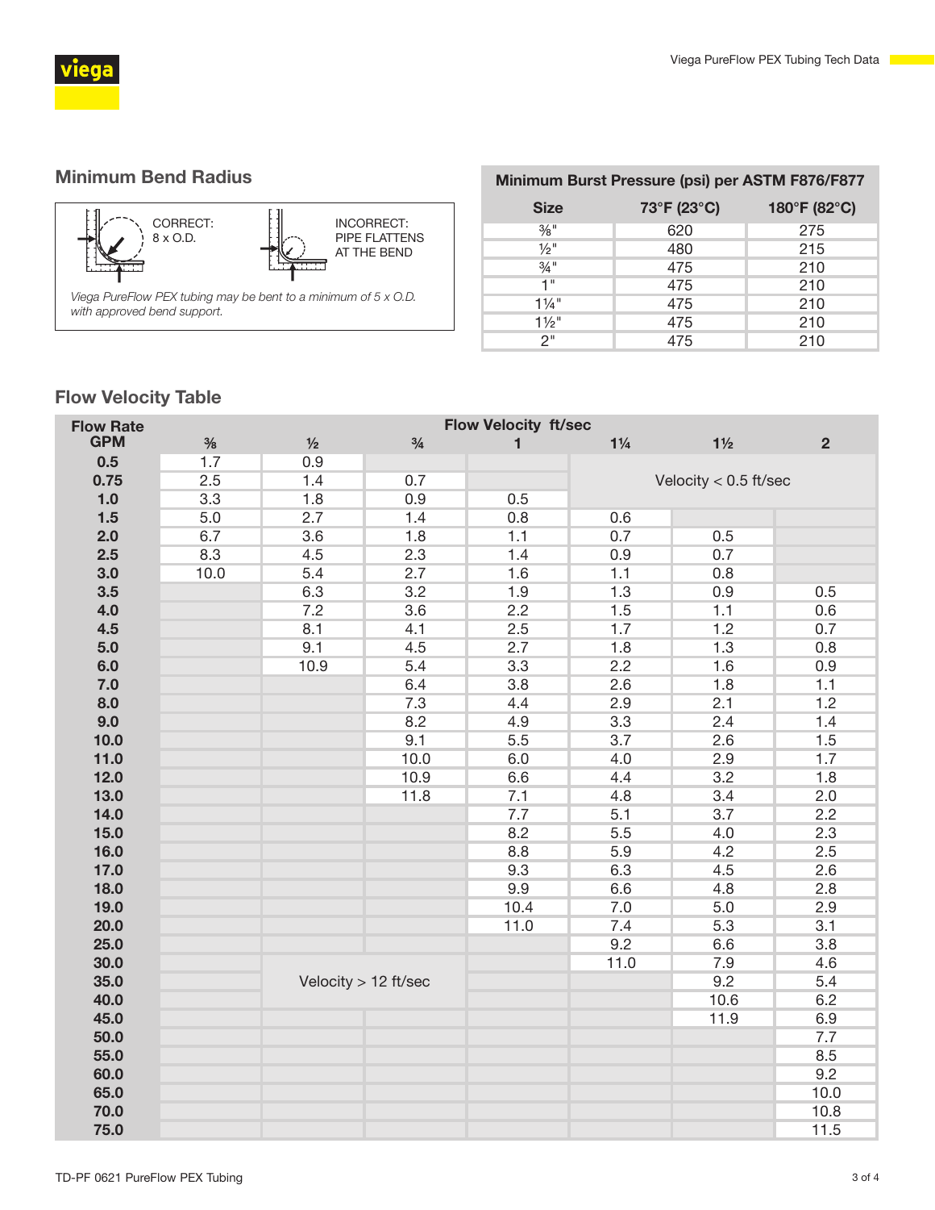## Minimum Bend Radius

CORRECT: 8 x O.D.

INCORRECT: PIPE FLATTENS AT THE BEND

*Viega PureFlow PEX tubing may be bent to a minimum of 5 x O.D. with approved bend support.*

| Minimum Burst Pressure (psi) per ASTM F876/F877 | | |
|---|---|---|
| **Size** | **73°F (23°C)** | **180°F (82°C)** |
| ⅜" | 620 | 275 |
| ½" | 480 | 215 |
| ¾" | 475 | 210 |
| 1" | 475 | 210 |
| 1¼" | 475 | 210 |
| 1½" | 475 | 210 |
| 2" | 475 | 210 |

## Flow Velocity Table

| Flow Rate GPM | Flow Velocity ft/sec ⅜ | ½ | ¾ | 1 | 1¼ | 1½ | 2 |
|---|---|---|---|---|---|---|---|
| **0.5** | 1.7 | 0.9 | | | Velocity < 0.5 ft/sec | | |
| **0.75** | 2.5 | 1.4 | 0.7 | | | | |
| **1.0** | 3.3 | 1.8 | 0.9 | 0.5 | | | |
| **1.5** | 5.0 | 2.7 | 1.4 | 0.8 | 0.6 | | |
| **2.0** | 6.7 | 3.6 | 1.8 | 1.1 | 0.7 | 0.5 | |
| **2.5** | 8.3 | 4.5 | 2.3 | 1.4 | 0.9 | 0.7 | |
| **3.0** | 10.0 | 5.4 | 2.7 | 1.6 | 1.1 | 0.8 | |
| **3.5** | | 6.3 | 3.2 | 1.9 | 1.3 | 0.9 | 0.5 |
| **4.0** | | 7.2 | 3.6 | 2.2 | 1.5 | 1.1 | 0.6 |
| **4.5** | | 8.1 | 4.1 | 2.5 | 1.7 | 1.2 | 0.7 |
| **5.0** | | 9.1 | 4.5 | 2.7 | 1.8 | 1.3 | 0.8 |
| **6.0** | | 10.9 | 5.4 | 3.3 | 2.2 | 1.6 | 0.9 |
| **7.0** | | | 6.4 | 3.8 | 2.6 | 1.8 | 1.1 |
| **8.0** | | | 7.3 | 4.4 | 2.9 | 2.1 | 1.2 |
| **9.0** | | | 8.2 | 4.9 | 3.3 | 2.4 | 1.4 |
| **10.0** | | | 9.1 | 5.5 | 3.7 | 2.6 | 1.5 |
| **11.0** | | | 10.0 | 6.0 | 4.0 | 2.9 | 1.7 |
| **12.0** | | | 10.9 | 6.6 | 4.4 | 3.2 | 1.8 |
| **13.0** | | | 11.8 | 7.1 | 4.8 | 3.4 | 2.0 |
| **14.0** | | | | 7.7 | 5.1 | 3.7 | 2.2 |
| **15.0** | | | | 8.2 | 5.5 | 4.0 | 2.3 |
| **16.0** | | | | 8.8 | 5.9 | 4.2 | 2.5 |
| **17.0** | | | | 9.3 | 6.3 | 4.5 | 2.6 |
| **18.0** | | | | 9.9 | 6.6 | 4.8 | 2.8 |
| **19.0** | | | | 10.4 | 7.0 | 5.0 | 2.9 |
| **20.0** | | | | 11.0 | 7.4 | 5.3 | 3.1 |
| **25.0** | | | | | 9.2 | 6.6 | 3.8 |
| **30.0** | | | | | 11.0 | 7.9 | 4.6 |
| **35.0** | | Velocity > 12 ft/sec | | | | 9.2 | 5.4 |
| **40.0** | | | | | | 10.6 | 6.2 |
| **45.0** | | | | | | 11.9 | 6.9 |
| **50.0** | | | | | | | 7.7 |
| **55.0** | | | | | | | 8.5 |
| **60.0** | | | | | | | 9.2 |
| **65.0** | | | | | | | 10.0 |
| **70.0** | | | | | | | 10.8 |
| **75.0** | | | | | | | 11.5 |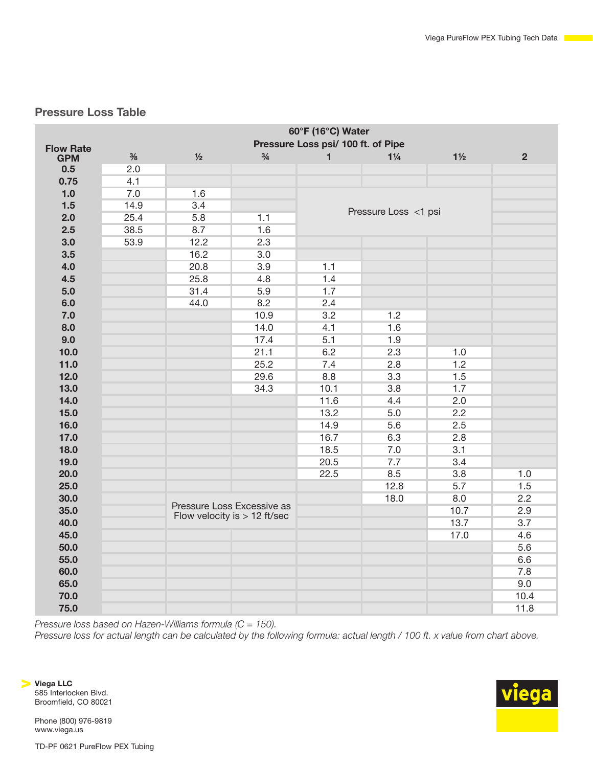## Pressure Loss Table

| Flow Rate GPM | 60°F (16°C) Water Pressure Loss psi/ 100 ft. of Pipe | | | | | | |
|---|---|---|---|---|---|---|---|
| | ⅜ | ½ | ¾ | 1 | 1¼ | 1½ | 2 |
| 0.5 | 2.0 | | | | | | |
| 0.75 | 4.1 | | | | | | |
| 1.0 | 7.0 | 1.6 | | Pressure Loss <1 psi | | | |
| 1.5 | 14.9 | 3.4 | | | | | |
| 2.0 | 25.4 | 5.8 | 1.1 | | | | |
| 2.5 | 38.5 | 8.7 | 1.6 | | | | |
| 3.0 | 53.9 | 12.2 | 2.3 | | | | |
| 3.5 | | 16.2 | 3.0 | | | | |
| 4.0 | | 20.8 | 3.9 | 1.1 | | | |
| 4.5 | | 25.8 | 4.8 | 1.4 | | | |
| 5.0 | | 31.4 | 5.9 | 1.7 | | | |
| 6.0 | | 44.0 | 8.2 | 2.4 | | | |
| 7.0 | | | 10.9 | 3.2 | 1.2 | | |
| 8.0 | | | 14.0 | 4.1 | 1.6 | | |
| 9.0 | | | 17.4 | 5.1 | 1.9 | | |
| 10.0 | | | 21.1 | 6.2 | 2.3 | 1.0 | |
| 11.0 | | | 25.2 | 7.4 | 2.8 | 1.2 | |
| 12.0 | | | 29.6 | 8.8 | 3.3 | 1.5 | |
| 13.0 | | | 34.3 | 10.1 | 3.8 | 1.7 | |
| 14.0 | | | | 11.6 | 4.4 | 2.0 | |
| 15.0 | | | | 13.2 | 5.0 | 2.2 | |
| 16.0 | | | | 14.9 | 5.6 | 2.5 | |
| 17.0 | | | | 16.7 | 6.3 | 2.8 | |
| 18.0 | | | | 18.5 | 7.0 | 3.1 | |
| 19.0 | | | | 20.5 | 7.7 | 3.4 | |
| 20.0 | | | | 22.5 | 8.5 | 3.8 | 1.0 |
| 25.0 | | | | | 12.8 | 5.7 | 1.5 |
| 30.0 | | Pressure Loss Excessive as Flow velocity is > 12 ft/sec | | | 18.0 | 8.0 | 2.2 |
| 35.0 | | | | | | 10.7 | 2.9 |
| 40.0 | | | | | | 13.7 | 3.7 |
| 45.0 | | | | | | 17.0 | 4.6 |
| 50.0 | | | | | | | 5.6 |
| 55.0 | | | | | | | 6.6 |
| 60.0 | | | | | | | 7.8 |
| 65.0 | | | | | | | 9.0 |
| 70.0 | | | | | | | 10.4 |
| 75.0 | | | | | | | 11.8 |

*Pressure loss based on Hazen-Williams formula (C = 150).*
*Pressure loss for actual length can be calculated by the following formula: actual length / 100 ft. x value from chart above.*

**Viega LLC**
585 Interlocken Blvd.
Broomfield, CO 80021

Phone (800) 976-9819
www.viega.us

TD-PF 0621 PureFlow PEX Tubing